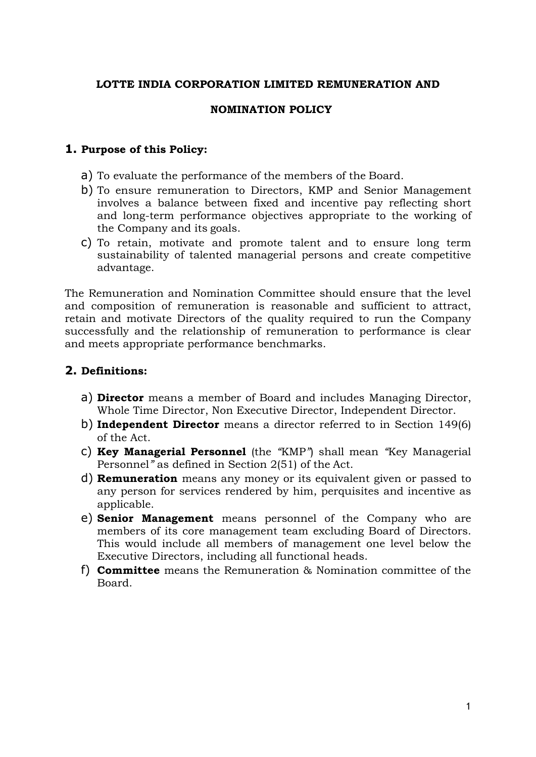# LOTTE INDIA CORPORATION LIMITED REMUNERATION AND NOMINATION POLICY

## 1. Purpose of this Policy:

a) To evaluate the performance of the members of the Board.

b) To ensure remuneration to Directors, KMP and Senior Management involves a balance between fixed and incentive pay reflecting short and long-term performance objectives appropriate to the working of the Company and its goals.

c) To retain, motivate and promote talent and to ensure long term sustainability of talented managerial persons and create competitive advantage.

The Remuneration and Nomination Committee should ensure that the level and composition of remuneration is reasonable and sufficient to attract, retain and motivate Directors of the quality required to run the Company successfully and the relationship of remuneration to performance is clear and meets appropriate performance benchmarks.

## 2. Definitions:

a) **Director** means a member of Board and includes Managing Director, Whole Time Director, Non Executive Director, Independent Director.

b) **Independent Director** means a director referred to in Section 149(6) of the Act.

c) **Key Managerial Personnel** (the *"KMP"*) shall mean *"Key Managerial Personnel"* as defined in Section 2(51) of the Act.

d) **Remuneration** means any money or its equivalent given or passed to any person for services rendered by him, perquisites and incentive as applicable.

e) **Senior Management** means personnel of the Company who are members of its core management team excluding Board of Directors. This would include all members of management one level below the Executive Directors, including all functional heads.

f) **Committee** means the Remuneration & Nomination committee of the Board.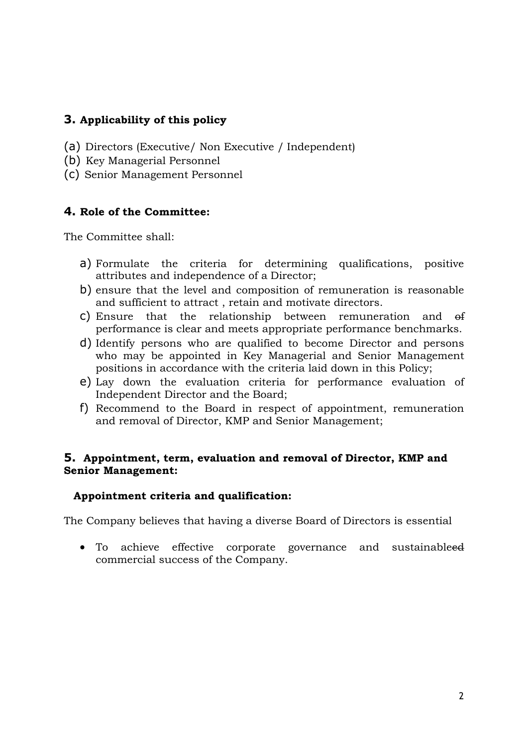### 3. Applicability of this policy

(a) Directors (Executive/ Non Executive / Independent)
(b) Key Managerial Personnel
(c) Senior Management Personnel

### 4. Role of the Committee:

The Committee shall:

a) Formulate the criteria for determining qualifications, positive attributes and independence of a Director;
b) ensure that the level and composition of remuneration is reasonable and sufficient to attract , retain and motivate directors.
c) Ensure that the relationship between remuneration and ~~of~~ performance is clear and meets appropriate performance benchmarks.
d) Identify persons who are qualified to become Director and persons who may be appointed in Key Managerial and Senior Management positions in accordance with the criteria laid down in this Policy;
e) Lay down the evaluation criteria for performance evaluation of Independent Director and the Board;
f) Recommend to the Board in respect of appointment, remuneration and removal of Director, KMP and Senior Management;

### 5. Appointment, term, evaluation and removal of Director, KMP and Senior Management:

**Appointment criteria and qualification:**

The Company believes that having a diverse Board of Directors is essential

- To achieve effective corporate governance and sustainable~~ed~~ commercial success of the Company.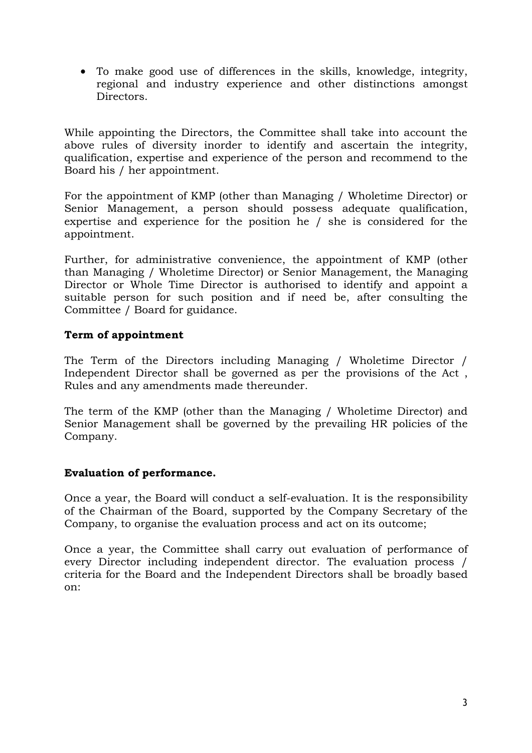- To make good use of differences in the skills, knowledge, integrity, regional and industry experience and other distinctions amongst Directors.

While appointing the Directors, the Committee shall take into account the above rules of diversity inorder to identify and ascertain the integrity, qualification, expertise and experience of the person and recommend to the Board his / her appointment.

For the appointment of KMP (other than Managing / Wholetime Director) or Senior Management, a person should possess adequate qualification, expertise and experience for the position he / she is considered for the appointment.

Further, for administrative convenience, the appointment of KMP (other than Managing / Wholetime Director) or Senior Management, the Managing Director or Whole Time Director is authorised to identify and appoint a suitable person for such position and if need be, after consulting the Committee / Board for guidance.

**Term of appointment**

The Term of the Directors including Managing / Wholetime Director / Independent Director shall be governed as per the provisions of the Act , Rules and any amendments made thereunder.

The term of the KMP (other than the Managing / Wholetime Director) and Senior Management shall be governed by the prevailing HR policies of the Company.

**Evaluation of performance.**

Once a year, the Board will conduct a self-evaluation. It is the responsibility of the Chairman of the Board, supported by the Company Secretary of the Company, to organise the evaluation process and act on its outcome;

Once a year, the Committee shall carry out evaluation of performance of every Director including independent director. The evaluation process / criteria for the Board and the Independent Directors shall be broadly based on: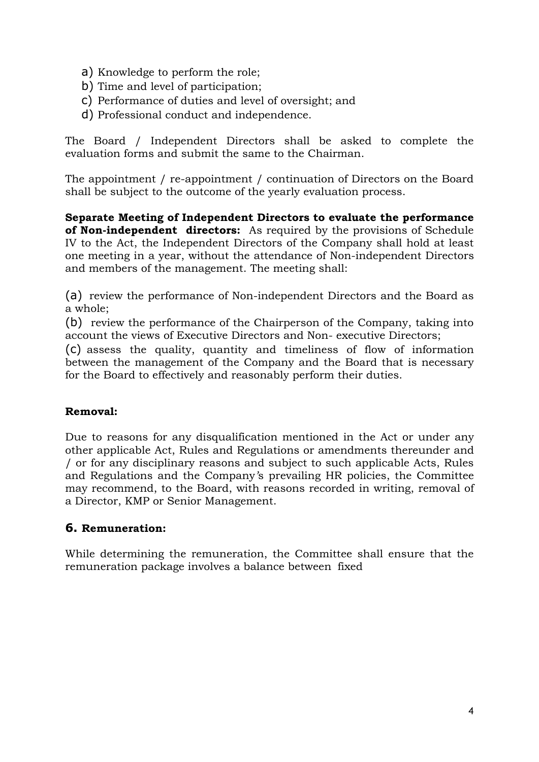a) Knowledge to perform the role;
b) Time and level of participation;
c) Performance of duties and level of oversight; and
d) Professional conduct and independence.

The Board / Independent Directors shall be asked to complete the evaluation forms and submit the same to the Chairman.

The appointment / re-appointment / continuation of Directors on the Board shall be subject to the outcome of the yearly evaluation process.

**Separate Meeting of Independent Directors to evaluate the performance of Non-independent directors:** As required by the provisions of Schedule IV to the Act, the Independent Directors of the Company shall hold at least one meeting in a year, without the attendance of Non-independent Directors and members of the management. The meeting shall:

(a) review the performance of Non-independent Directors and the Board as a whole;
(b) review the performance of the Chairperson of the Company, taking into account the views of Executive Directors and Non- executive Directors;
(c) assess the quality, quantity and timeliness of flow of information between the management of the Company and the Board that is necessary for the Board to effectively and reasonably perform their duties.

**Removal:**

Due to reasons for any disqualification mentioned in the Act or under any other applicable Act, Rules and Regulations or amendments thereunder and / or for any disciplinary reasons and subject to such applicable Acts, Rules and Regulations and the Company's prevailing HR policies, the Committee may recommend, to the Board, with reasons recorded in writing, removal of a Director, KMP or Senior Management.

## 6. Remuneration:

While determining the remuneration, the Committee shall ensure that the remuneration package involves a balance between fixed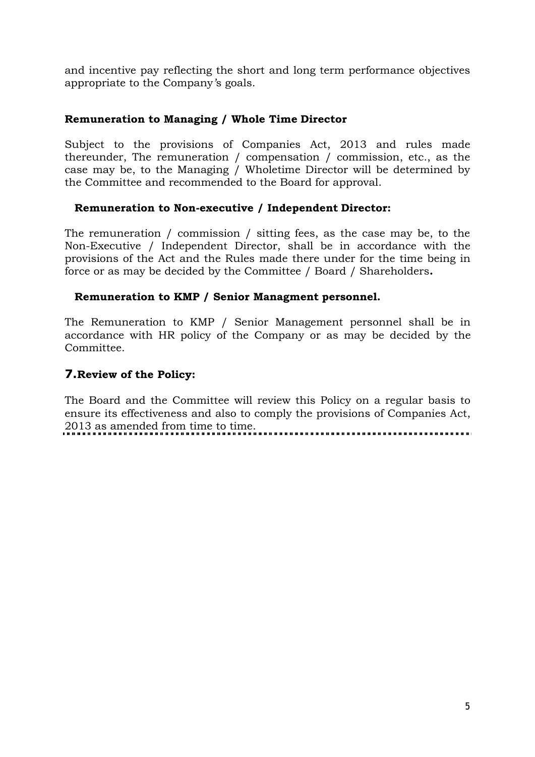and incentive pay reflecting the short and long term performance objectives appropriate to the Company's goals.

**Remuneration to Managing / Whole Time Director**

Subject to the provisions of Companies Act, 2013 and rules made thereunder, The remuneration / compensation / commission, etc., as the case may be, to the Managing / Wholetime Director will be determined by the Committee and recommended to the Board for approval.

**Remuneration to Non-executive / Independent Director:**

The remuneration / commission / sitting fees, as the case may be, to the Non-Executive / Independent Director, shall be in accordance with the provisions of the Act and the Rules made there under for the time being in force or as may be decided by the Committee / Board / Shareholders**.**

**Remuneration to KMP / Senior Managment personnel.**

The Remuneration to KMP / Senior Management personnel shall be in accordance with HR policy of the Company or as may be decided by the Committee.

## 7. Review of the Policy:

The Board and the Committee will review this Policy on a regular basis to ensure its effectiveness and also to comply the provisions of Companies Act, 2013 as amended from time to time.